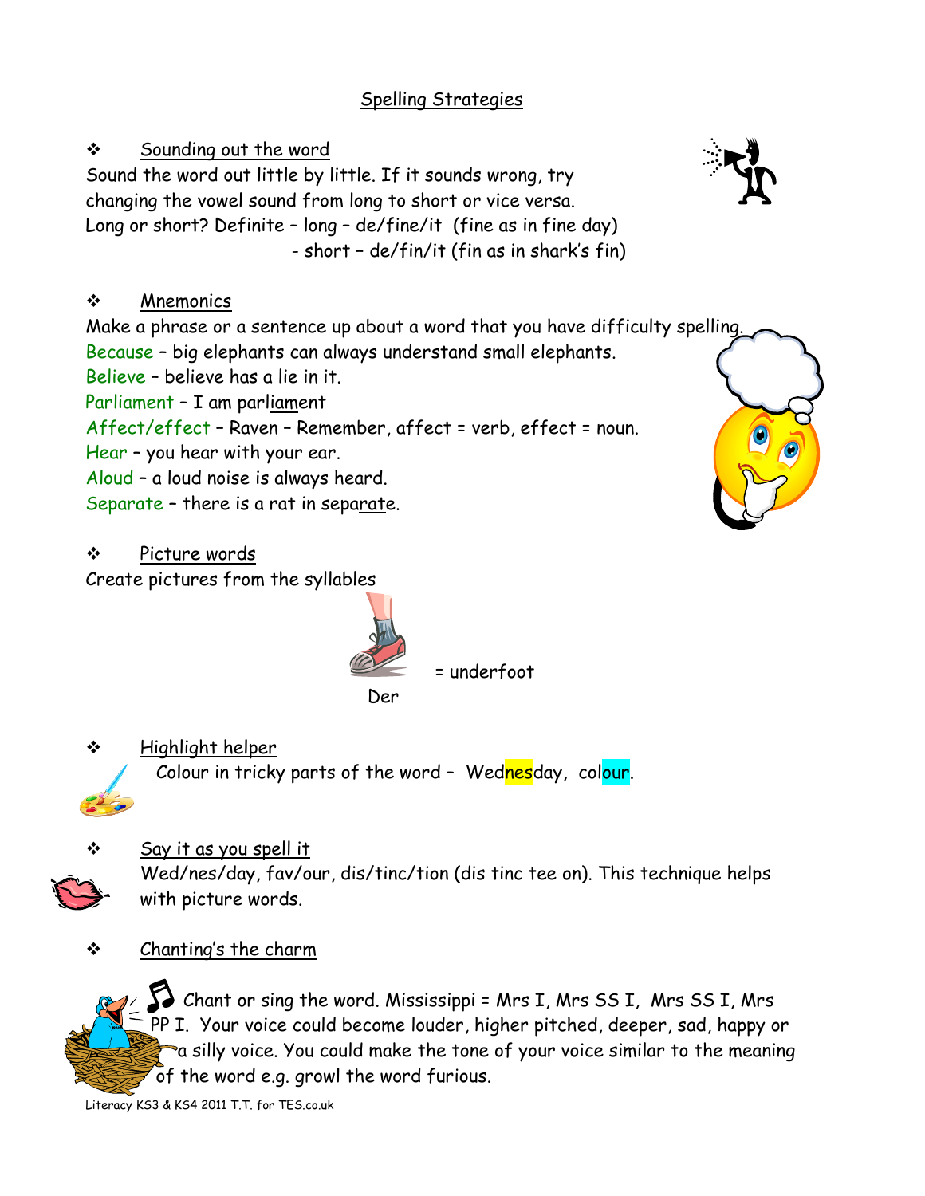# Spelling Strategies

- **Sounding out the word**

Sound the word out little by little. If it sounds wrong, try changing the vowel sound from long to short or vice versa.
Long or short? Definite – long – de/fine/it (fine as in fine day)
- short – de/fin/it (fin as in shark's fin)

- **Mnemonics**

Make a phrase or a sentence up about a word that you have difficulty spelling.
Because – big elephants can always understand small elephants.
Believe – believe has a lie in it.
Parliament – I am parliament
Affect/effect – Raven – Remember, affect = verb, effect = noun.
Hear – you hear with your ear.
Aloud – a loud noise is always heard.
Separate – there is a rat in separate.

- **Picture words**

Create pictures from the syllables

Der = underfoot

- **Highlight helper**

Colour in tricky parts of the word – Wednesday, colour.

- **Say it as you spell it**

Wed/nes/day, fav/our, dis/tinc/tion (dis tinc tee on). This technique helps with picture words.

- **Chanting's the charm**

Chant or sing the word. Mississippi = Mrs I, Mrs SS I, Mrs SS I, Mrs PP I. Your voice could become louder, higher pitched, deeper, sad, happy or a silly voice. You could make the tone of your voice similar to the meaning of the word e.g. growl the word furious.

Literacy KS3 & KS4 2011 T.T. for TES.co.uk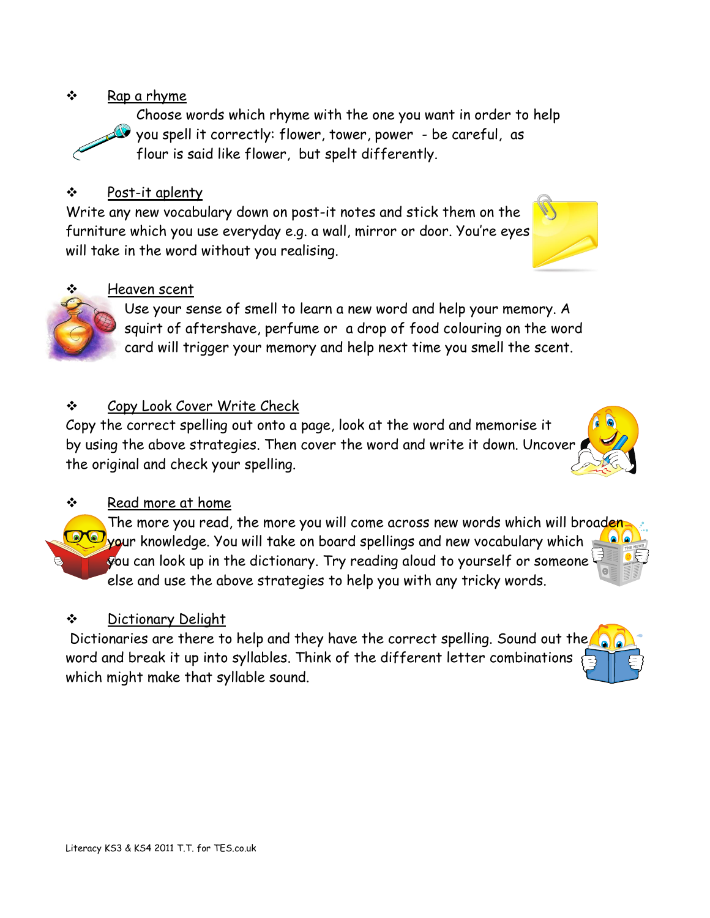- <u>Rap a rhyme</u>

  Choose words which rhyme with the one you want in order to help you spell it correctly: flower, tower, power - be careful, as flour is said like flower, but spelt differently.

- <u>Post-it aplenty</u>

  Write any new vocabulary down on post-it notes and stick them on the furniture which you use everyday e.g. a wall, mirror or door. You're eyes will take in the word without you realising.

- <u>Heaven scent</u>

  Use your sense of smell to learn a new word and help your memory. A squirt of aftershave, perfume or a drop of food colouring on the word card will trigger your memory and help next time you smell the scent.

- <u>Copy Look Cover Write Check</u>

  Copy the correct spelling out onto a page, look at the word and memorise it by using the above strategies. Then cover the word and write it down. Uncover the original and check your spelling.

- <u>Read more at home</u>

  The more you read, the more you will come across new words which will broaden your knowledge. You will take on board spellings and new vocabulary which you can look up in the dictionary. Try reading aloud to yourself or someone else and use the above strategies to help you with any tricky words.

- <u>Dictionary Delight</u>

  Dictionaries are there to help and they have the correct spelling. Sound out the word and break it up into syllables. Think of the different letter combinations which might make that syllable sound.

Literacy KS3 & KS4 2011 T.T. for TES.co.uk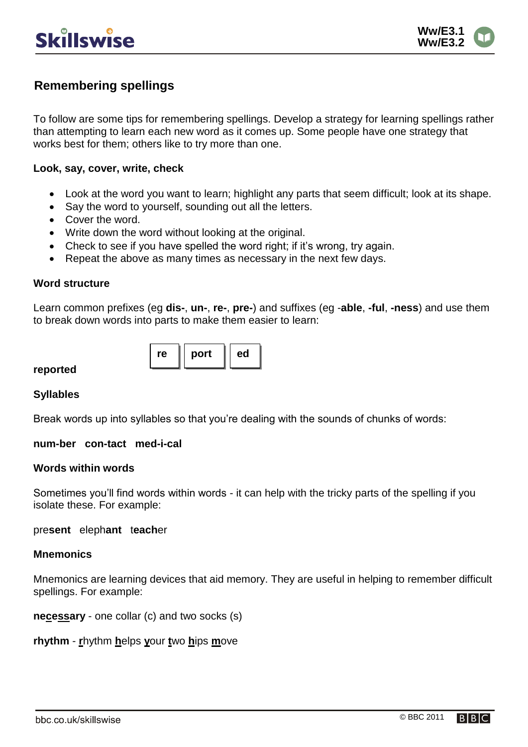## Remembering spellings

To follow are some tips for remembering spellings. Develop a strategy for learning spellings rather than attempting to learn each new word as it comes up. Some people have one strategy that works best for them; others like to try more than one.

### Look, say, cover, write, check

- Look at the word you want to learn; highlight any parts that seem difficult; look at its shape.
- Say the word to yourself, sounding out all the letters.
- Cover the word.
- Write down the word without looking at the original.
- Check to see if you have spelled the word right; if it's wrong, try again.
- Repeat the above as many times as necessary in the next few days.

### Word structure

Learn common prefixes (eg **dis-**, **un-**, **re-**, **pre-**) and suffixes (eg -**able**, **-ful**, **-ness**) and use them to break down words into parts to make them easier to learn:

**reported** | **re** | **port** | **ed** |

### Syllables

Break words up into syllables so that you're dealing with the sounds of chunks of words:

**num-ber con-tact med-i-cal**

### Words within words

Sometimes you'll find words within words - it can help with the tricky parts of the spelling if you isolate these. For example:

pre**sent** eleph**ant** t**each**er

### Mnemonics

Mnemonics are learning devices that aid memory. They are useful in helping to remember difficult spellings. For example:

**ne<u>c</u>e<u>ss</u>ary** - one collar (c) and two socks (s)

**rhythm** - **<u>r</u>**hythm **<u>h</u>**elps **<u>y</u>**our **<u>t</u>**wo **<u>h</u>**ips **<u>m</u>**ove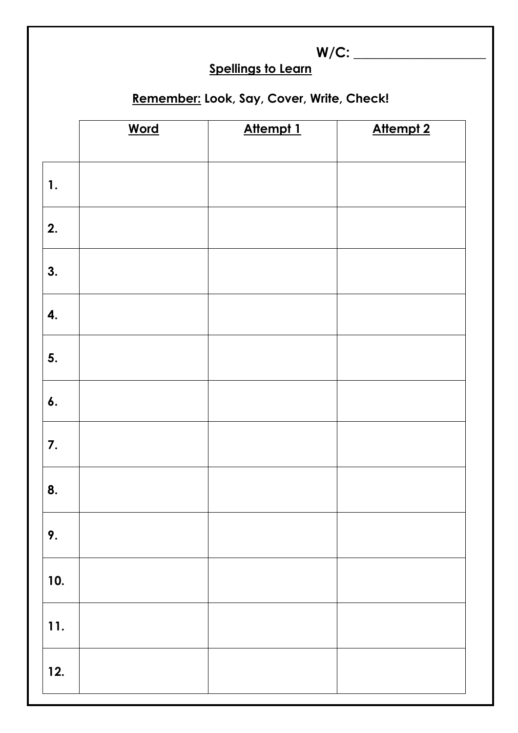W/C: ____________________

**Spellings to Learn**

**Remember: Look, Say, Cover, Write, Check!**

| | **Word** | **Attempt 1** | **Attempt 2** |
|---|---|---|---|
| **1.** | | | |
| **2.** | | | |
| **3.** | | | |
| **4.** | | | |
| **5.** | | | |
| **6.** | | | |
| **7.** | | | |
| **8.** | | | |
| **9.** | | | |
| **10.** | | | |
| **11.** | | | |
| **12.** | | | |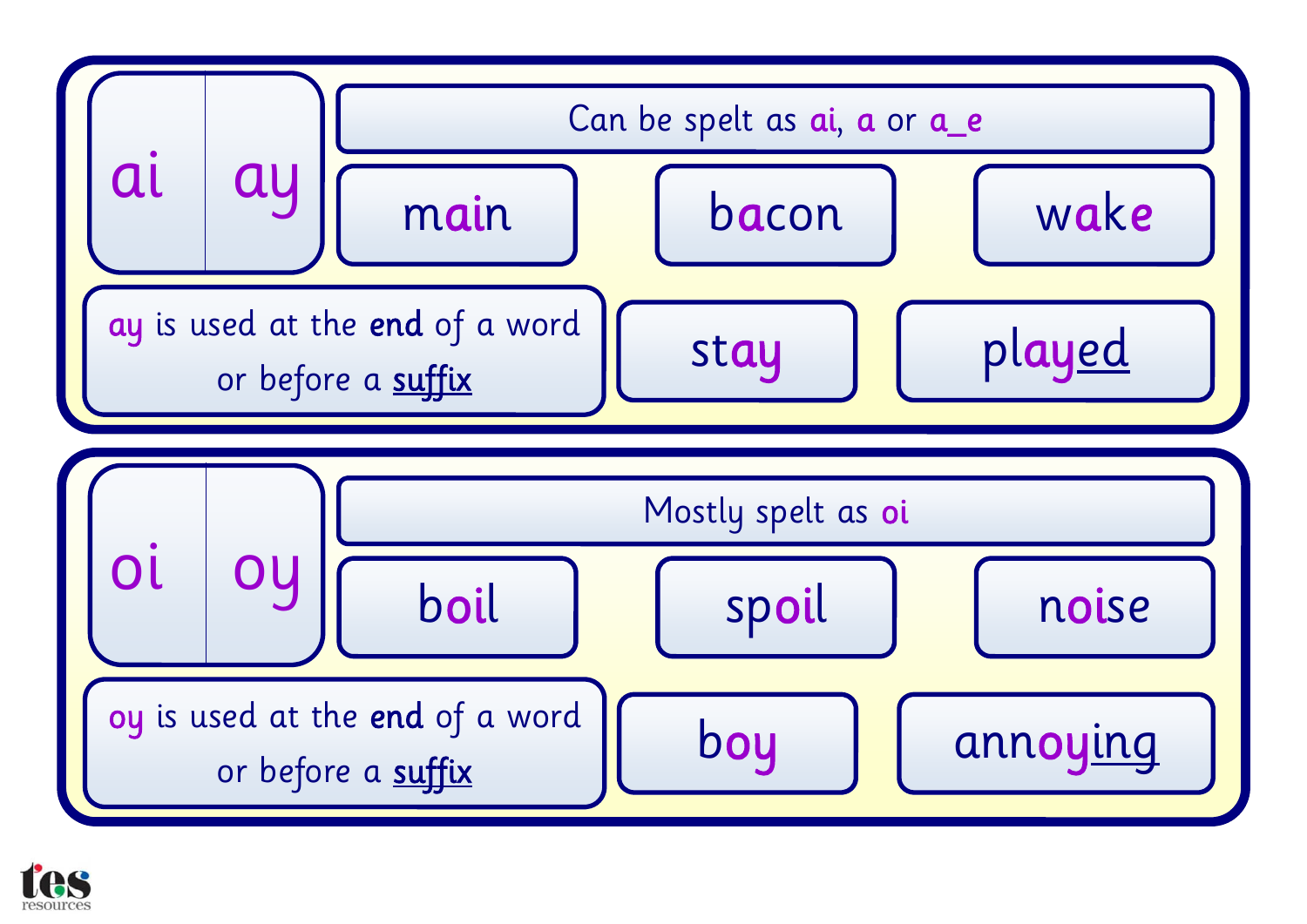## ai ay

Can be spelt as ai, a or a_e

main

bacon

wake

ay is used at the **end** of a word or before a suffix

stay

played

## oi oy

Mostly spelt as oi

boil

spoil

noise

oy is used at the **end** of a word or before a suffix

boy

annoying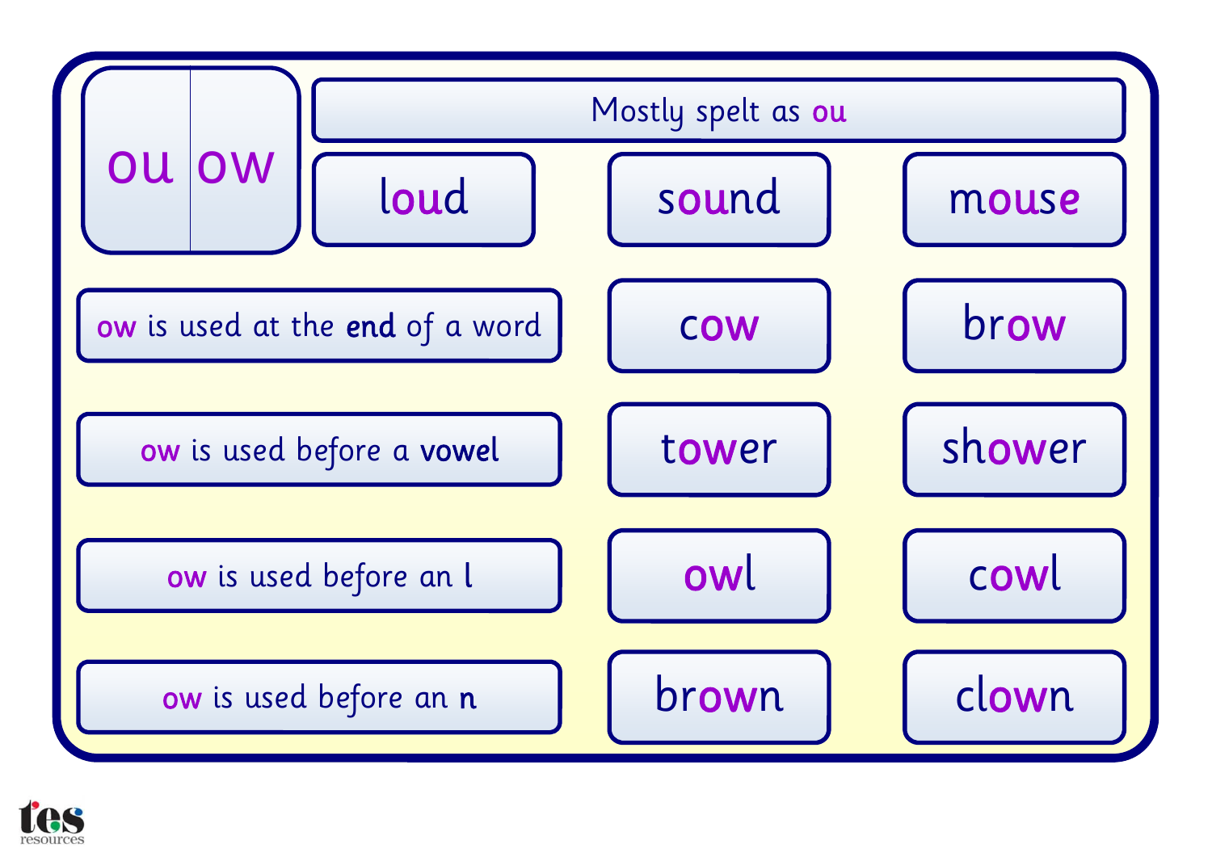# ou ow

| Mostly spelt as ou | | |
| --- | --- | --- |
| loud | sound | mouse |

| Rule | Example | Example |
| --- | --- | --- |
| ow is used at the **end** of a word | cow | brow |
| ow is used before a **vowel** | tower | shower |
| ow is used before an l | owl | cowl |
| ow is used before an **n** | brown | clown |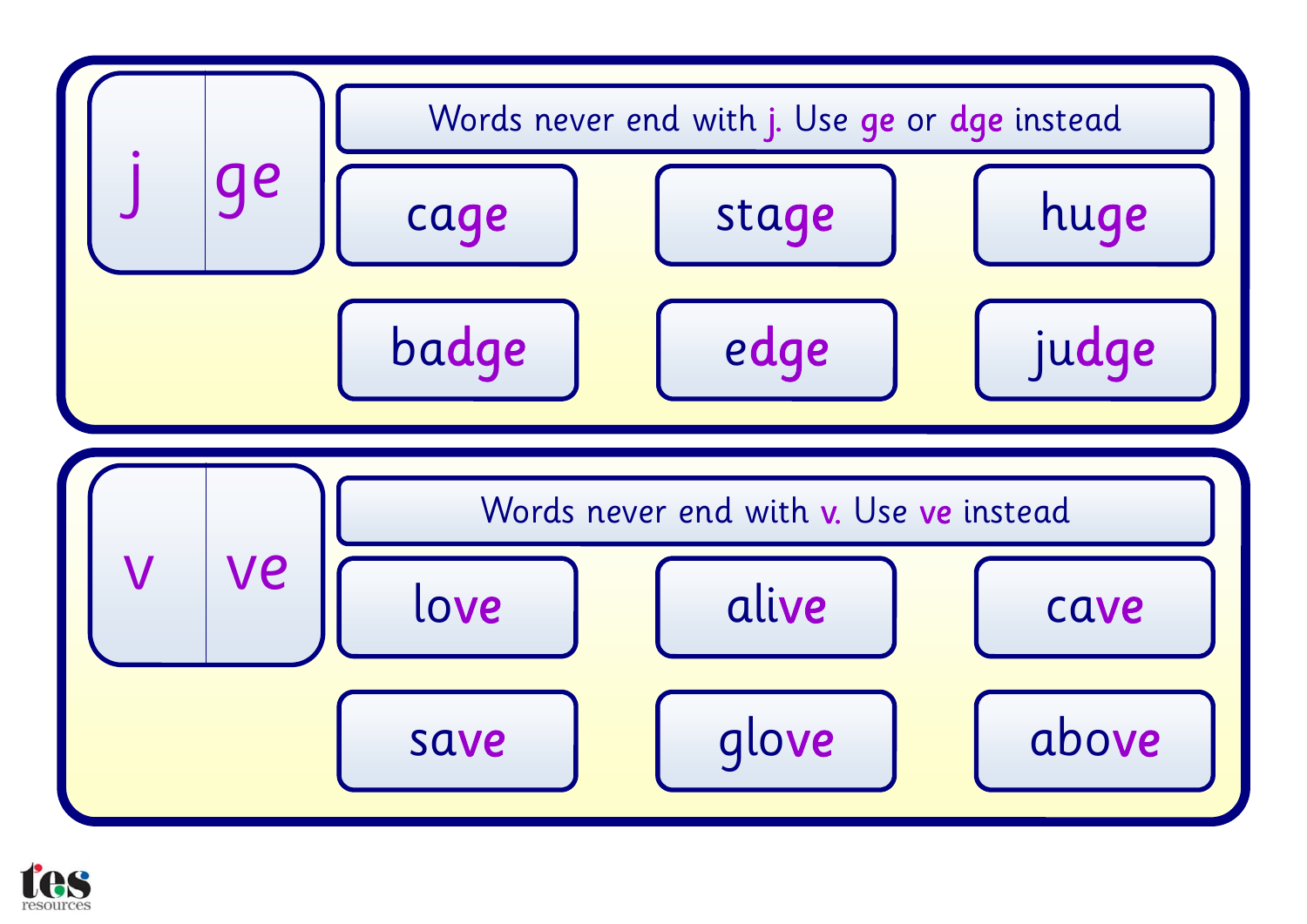## j | ge

Words never end with j. Use ge or dge instead

| | | |
|---|---|---|
| cage | stage | huge |
| badge | edge | judge |

## v | ve

Words never end with v. Use ve instead

| | | |
|---|---|---|
| love | alive | cave |
| save | glove | above |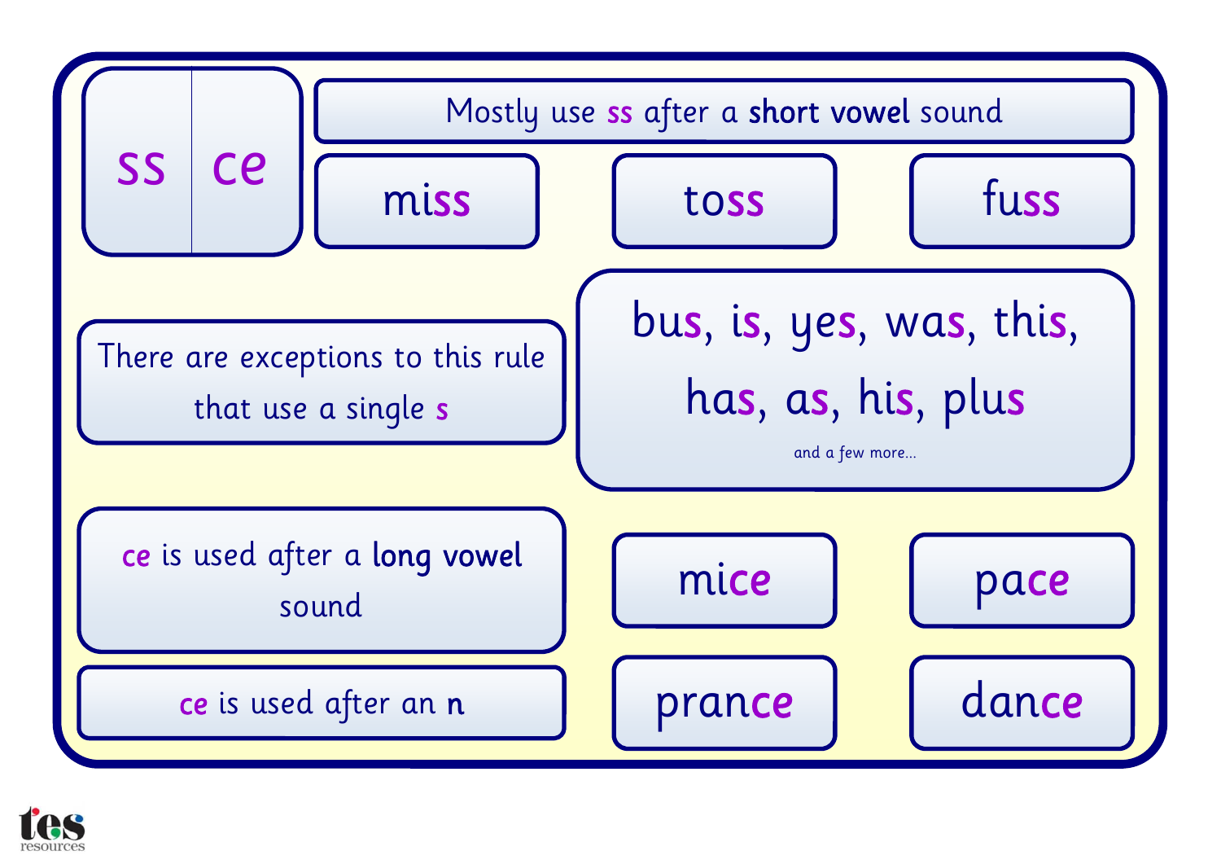## ss | ce

Mostly use **ss** after a **short vowel** sound

miss

toss

fuss

There are exceptions to this rule that use a single s

bus, is, yes, was, this, has, as, his, plus

and a few more...

ce is used after a **long vowel** sound

mice

pace

ce is used after an **n**

prance

dance